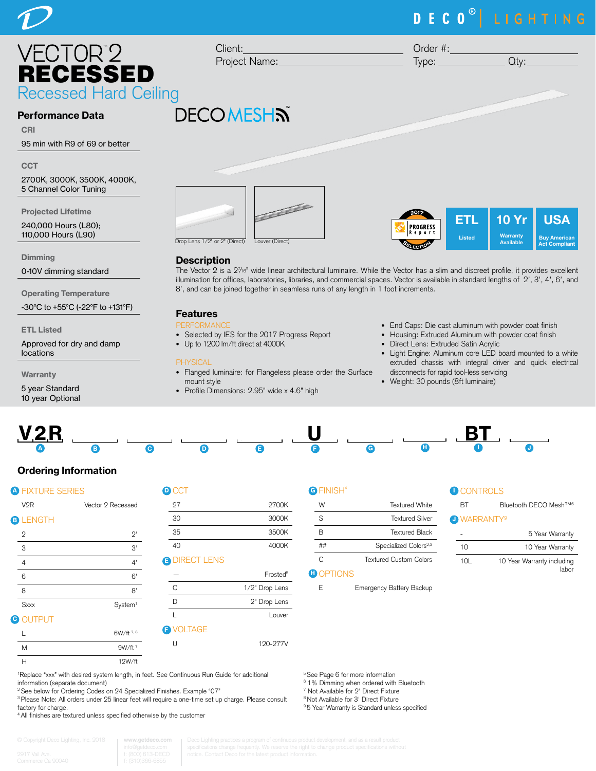# VECTOR™ 2 RECESSED

## Recessed Hard Ceiling

Client: ____________________ Order #: ____________________

Project Name: ____________________ Type: __________ Qty: __________

DECO MESH™

Drop Lens 1/2" or 2" (Direct)

Louver (Direct)

2017 PROGRESS Report SELECTION

ETL Listed

10 Yr Warranty Available

USA Buy American Act Compliant

## Performance Data

**CRI**

95 min with R9 of 69 or better

**CCT**

2700K, 3000K, 3500K, 4000K, 5 Channel Color Tuning

**Projected Lifetime**

240,000 Hours (L80); 110,000 Hours (L90)

**Dimming**

0-10V dimming standard

**Operating Temperature**

-30°C to +55°C (-22°F to +131°F)

**ETL Listed**

Approved for dry and damp locations

**Warranty**

5 year Standard
10 year Optional

## Description

The Vector 2 is a 2⁷⁄₁₆" wide linear architectural luminaire. While the Vector has a slim and discreet profile, it provides excellent illumination for offices, laboratories, libraries, and commercial spaces. Vector is available in standard lengths of 2', 3', 4', 6', and 8', and can be joined together in seamless runs of any length in 1 foot increments.

## Features

PERFORMANCE

- Selected by IES for the 2017 Progress Report
- Up to 1200 lm/ft direct at 4000K

PHYSICAL

- Flanged luminaire: for Flangeless please order the Surface mount style
- Profile Dimensions: 2.95" wide x 4.6" high
- End Caps: Die cast aluminum with powder coat finish
- Housing: Extruded Aluminum with powder coat finish
- Direct Lens: Extruded Satin Acrylic
- Light Engine: Aluminum core LED board mounted to a white extruded chassis with integral driver and quick electrical disconnects for rapid tool-less servicing
- Weight: 30 pounds (8ft luminaire)

| V2R | ___ | ___ | ___ | ___ | U | ___ | ___ | BT | ___ |
|---|---|---|---|---|---|---|---|---|---|
| A | B | C | D | E | F | G | H | I | J |

## Ordering Information

**A FIXTURE SERIES**

| | |
|---|---|
| V2R | Vector 2 Recessed |

**B LENGTH**

| | |
|---|---|
| 2 | 2' |
| 3 | 3' |
| 4 | 4' |
| 6 | 6' |
| 8 | 8' |
| Sxxx | System[1] |

**C OUTPUT**

| | |
|---|---|
| L | 6W/ft [7, 8] |
| M | 9W/ft [7] |
| H | 12W/ft |

**D CCT**

| | |
|---|---|
| 27 | 2700K |
| 30 | 3000K |
| 35 | 3500K |
| 40 | 4000K |

**E DIRECT LENS**

| | |
|---|---|
| — | Frosted[5] |
| C | 1/2" Drop Lens |
| D | 2" Drop Lens |
| L | Louver |

**F VOLTAGE**

| | |
|---|---|
| U | 120-277V |

**G FINISH[4]**

| | |
|---|---|
| W | Textured White |
| S | Textured Silver |
| B | Textured Black |
| ## | Specialized Colors[2,3] |
| C | Textured Custom Colors |

**H OPTIONS**

| | |
|---|---|
| E | Emergency Battery Backup |

**I CONTROLS**

| | |
|---|---|
| BT | Bluetooth DECO Mesh™[6] |

**J WARRANTY[9]**

| | |
|---|---|
| - | 5 Year Warranty |
| 10 | 10 Year Warranty |
| 10L | 10 Year Warranty including labor |

[1] Replace "xxx" with desired system length, in feet. See Continuous Run Guide for additional information (separate document)
[2] See below for Ordering Codes on 24 Specialized Finishes. Example "07"
[3] Please Note: All orders under 25 linear feet will require a one-time set up charge. Please consult factory for charge.
[4] All finishes are textured unless specified otherwise by the customer
[5] See Page 6 for more information
[6] 1% Dimming when ordered with Bluetooth
[7] Not Available for 2' Direct Fixture
[8] Not Available for 3' Direct Fixture
[9] 5 Year Warranty is Standard unless specified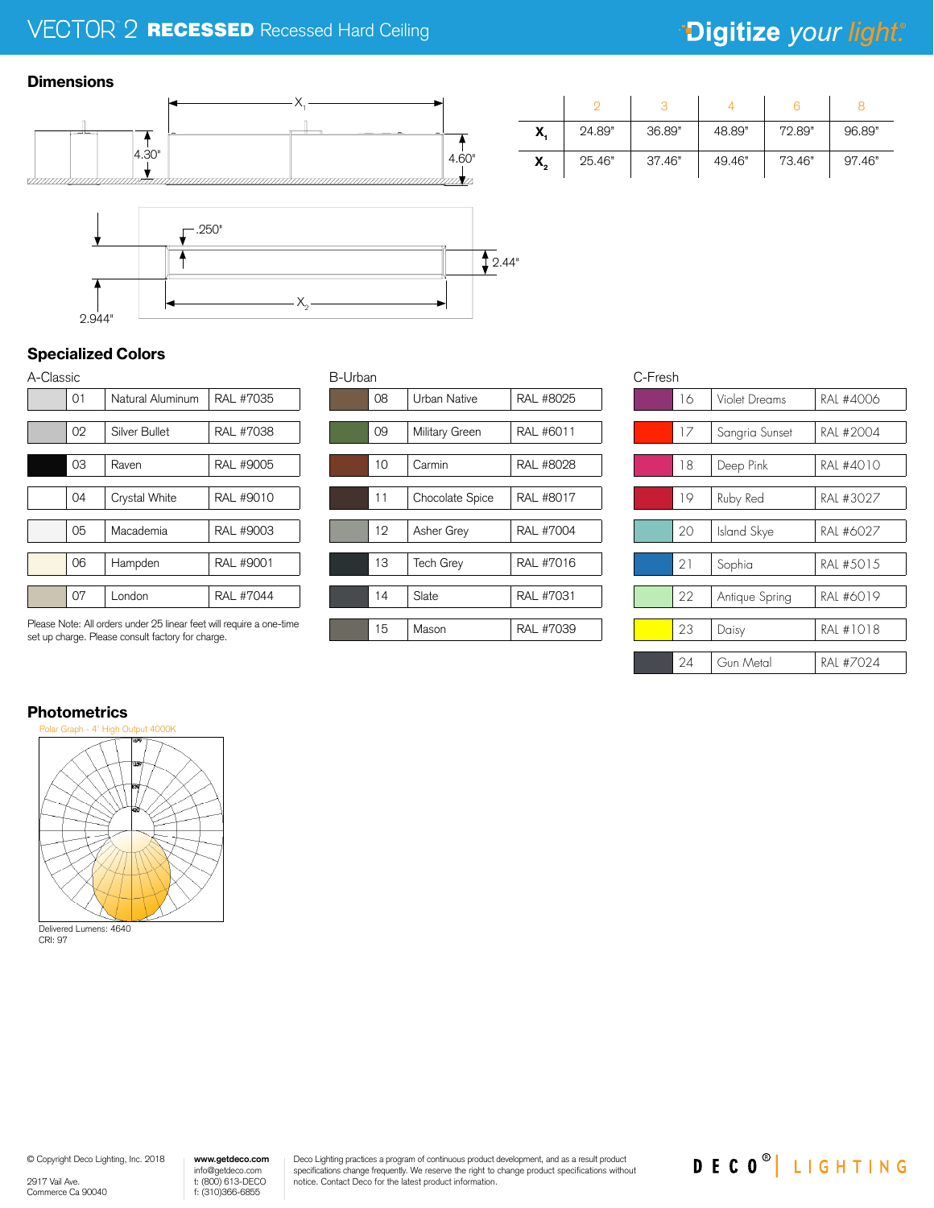VECTOR 2 **RECESSED** Recessed Hard Ceiling

## Dimensions

4.30"

4.60"

.250"

2.44"

2.944"

|  | 2 | 3 | 4 | 6 | 8 |
|---|---|---|---|---|---|
| $X_1$ | 24.89" | 36.89" | 48.89" | 72.89" | 96.89" |
| $X_2$ | 25.46" | 37.46" | 49.46" | 73.46" | 97.46" |

## Specialized Colors

### A-Classic

|  | No. | Name | RAL |
|---|---|---|---|
|  | 01 | Natural Aluminum | RAL #7035 |
|  | 02 | Silver Bullet | RAL #7038 |
|  | 03 | Raven | RAL #9005 |
|  | 04 | Crystal White | RAL #9010 |
|  | 05 | Macademia | RAL #9003 |
|  | 06 | Hampden | RAL #9001 |
|  | 07 | London | RAL #7044 |

Please Note: All orders under 25 linear feet will require a one-time set up charge. Please consult factory for charge.

### B-Urban

|  | No. | Name | RAL |
|---|---|---|---|
|  | 08 | Urban Native | RAL #8025 |
|  | 09 | Military Green | RAL #6011 |
|  | 10 | Carmin | RAL #8028 |
|  | 11 | Chocolate Spice | RAL #8017 |
|  | 12 | Asher Grey | RAL #7004 |
|  | 13 | Tech Grey | RAL #7016 |
|  | 14 | Slate | RAL #7031 |
|  | 15 | Mason | RAL #7039 |

### C-Fresh

|  | No. | Name | RAL |
|---|---|---|---|
|  | 16 | Violet Dreams | RAL #4006 |
|  | 17 | Sangria Sunset | RAL #2004 |
|  | 18 | Deep Pink | RAL #4010 |
|  | 19 | Ruby Red | RAL #3027 |
|  | 20 | Island Skye | RAL #6027 |
|  | 21 | Sophia | RAL #5015 |
|  | 22 | Antique Spring | RAL #6019 |
|  | 23 | Daisy | RAL #1018 |
|  | 24 | Gun Metal | RAL #7024 |

## Photometrics

Polar Graph - 4' High Output 4000K

Delivered Lumens: 4640
CRI: 97

© Copyright Deco Lighting, Inc. 2018
2917 Vail Ave.
Commerce Ca 90040

**www.getdeco.com**
info@getdeco.com
t: (800) 613-DECO
f: (310)366-6855

Deco Lighting practices a program of continuous product development, and as a result product specifications change frequently. We reserve the right to change product specifications without notice. Contact Deco for the latest product information.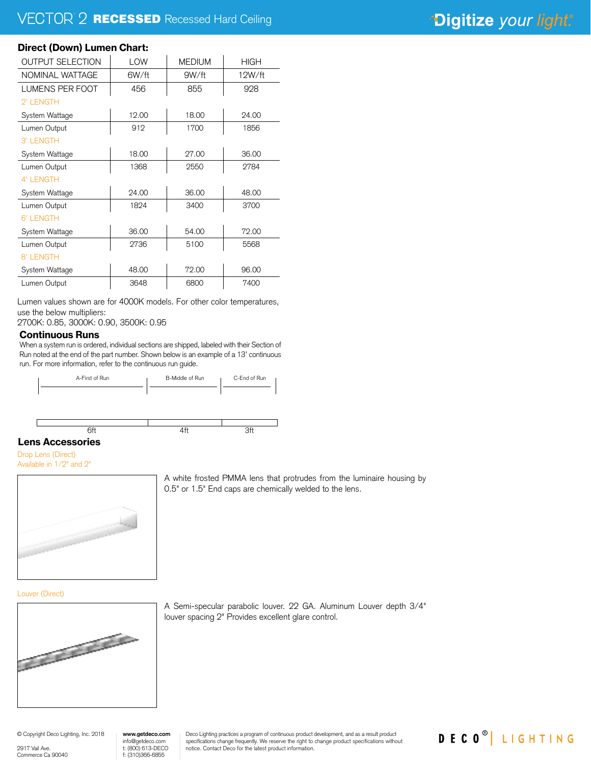## Direct (Down) Lumen Chart:

| OUTPUT SELECTION | LOW | MEDIUM | HIGH |
|---|---|---|---|
| NOMINAL WATTAGE | 6W/ft | 9W/ft | 12W/ft |
| LUMENS PER FOOT | 456 | 855 | 928 |
| 2' LENGTH | | | |
| System Wattage | 12.00 | 18.00 | 24.00 |
| Lumen Output | 912 | 1700 | 1856 |
| 3' LENGTH | | | |
| System Wattage | 18.00 | 27.00 | 36.00 |
| Lumen Output | 1368 | 2550 | 2784 |
| 4' LENGTH | | | |
| System Wattage | 24.00 | 36.00 | 48.00 |
| Lumen Output | 1824 | 3400 | 3700 |
| 6' LENGTH | | | |
| System Wattage | 36.00 | 54.00 | 72.00 |
| Lumen Output | 2736 | 5100 | 5568 |
| 8' LENGTH | | | |
| System Wattage | 48.00 | 72.00 | 96.00 |
| Lumen Output | 3648 | 6800 | 7400 |

Lumen values shown are for 4000K models. For other color temperatures, use the below multipliers:
2700K: 0.85, 3000K: 0.90, 3500K: 0.95

## Continuous Runs

When a system run is ordered, individual sections are shipped, labeled with their Section of Run noted at the end of the part number. Shown below is an example of a 13' continuous run. For more information, refer to the continuous run guide.

A-First of Run
B-Middle of Run
C-End of Run

6ft
4ft
3ft

## Lens Accessories

Drop Lens (Direct)
Available in 1/2" and 2"

A white frosted PMMA lens that protrudes from the luminaire housing by 0.5" or 1.5" End caps are chemically welded to the lens.

Louver (Direct)

A Semi-specular parabolic louver. 22 GA. Aluminum Louver depth 3/4" louver spacing 2" Provides excellent glare control.

© Copyright Deco Lighting, Inc. 2018

2917 Vail Ave.
Commerce Ca 90040

www.getdeco.com
info@getdeco.com
t: (800) 613-DECO
f: (310)366-6855

Deco Lighting practices a program of continuous product development, and as a result product specifications change frequently. We reserve the right to change product specifications without notice. Contact Deco for the latest product information.